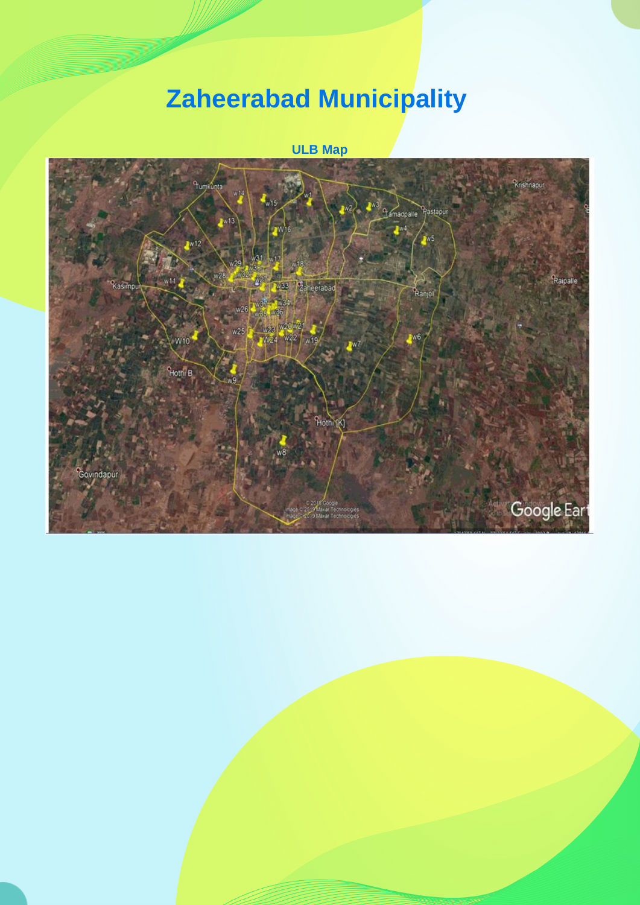# Zaheerabad Municipality

**ULB Map**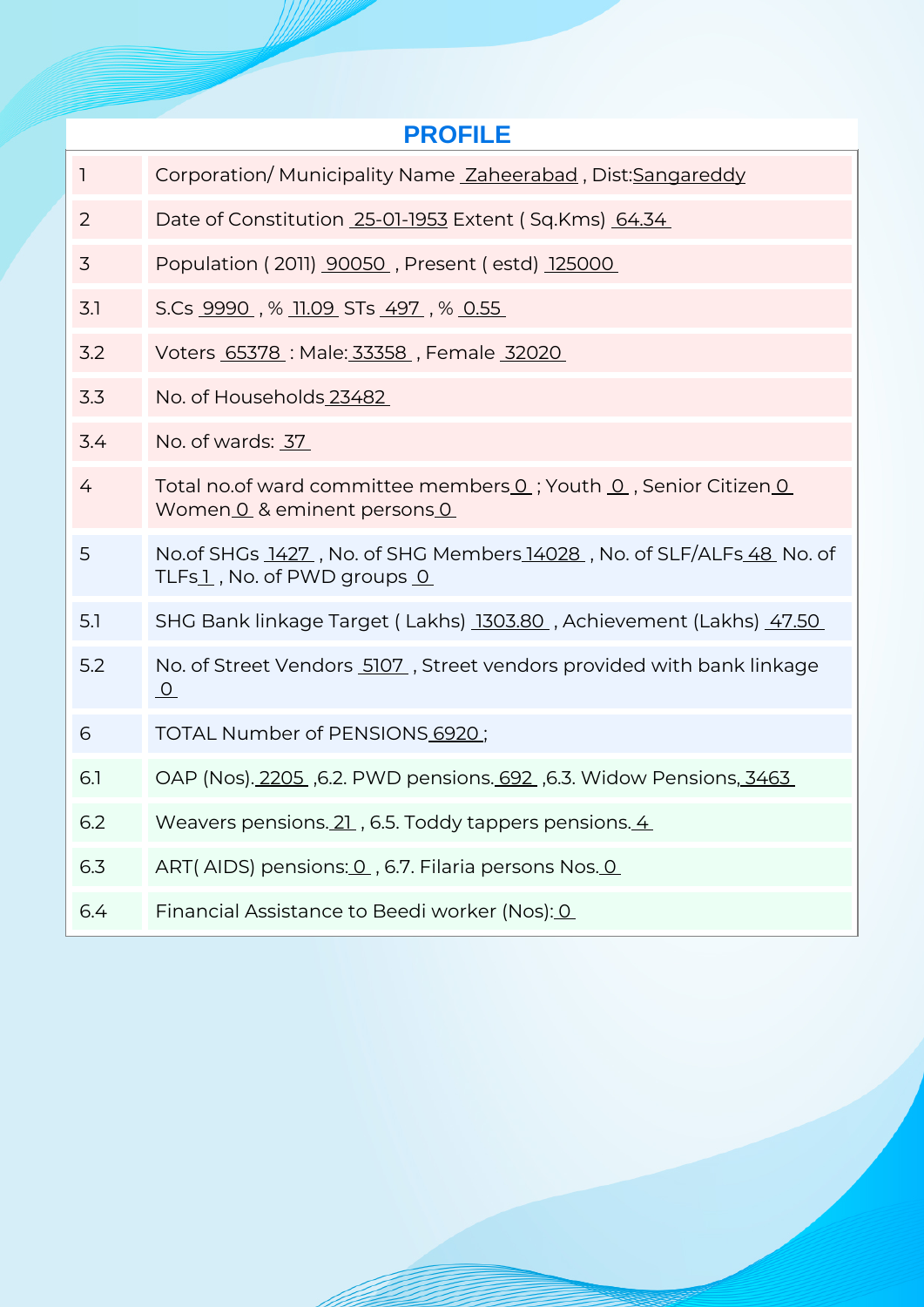## PROFILE

| | |
|---|---|
| 1 | Corporation/ Municipality Name Zaheerabad , Dist:Sangareddy |
| 2 | Date of Constitution 25-01-1953 Extent ( Sq.Kms) 64.34 |
| 3 | Population ( 2011) 90050 , Present ( estd) 125000 |
| 3.1 | S.Cs 9990 , % 11.09 STs 497 , % 0.55 |
| 3.2 | Voters 65378 : Male: 33358 , Female 32020 |
| 3.3 | No. of Households 23482 |
| 3.4 | No. of wards: 37 |
| 4 | Total no.of ward committee members 0 ; Youth 0 , Senior Citizen 0 Women 0 & eminent persons 0 |
| 5 | No.of SHGs 1427 , No. of SHG Members 14028 , No. of SLF/ALFs 48 No. of TLFs 1 , No. of PWD groups 0 |
| 5.1 | SHG Bank linkage Target ( Lakhs) 1303.80 , Achievement (Lakhs) 47.50 |
| 5.2 | No. of Street Vendors 5107 , Street vendors provided with bank linkage 0 |
| 6 | TOTAL Number of PENSIONS 6920 ; |
| 6.1 | OAP (Nos). 2205 ,6.2. PWD pensions. 692 ,6.3. Widow Pensions, 3463 |
| 6.2 | Weavers pensions. 21 , 6.5. Toddy tappers pensions. 4 |
| 6.3 | ART( AIDS) pensions: 0 , 6.7. Filaria persons Nos. 0 |
| 6.4 | Financial Assistance to Beedi worker (Nos): 0 |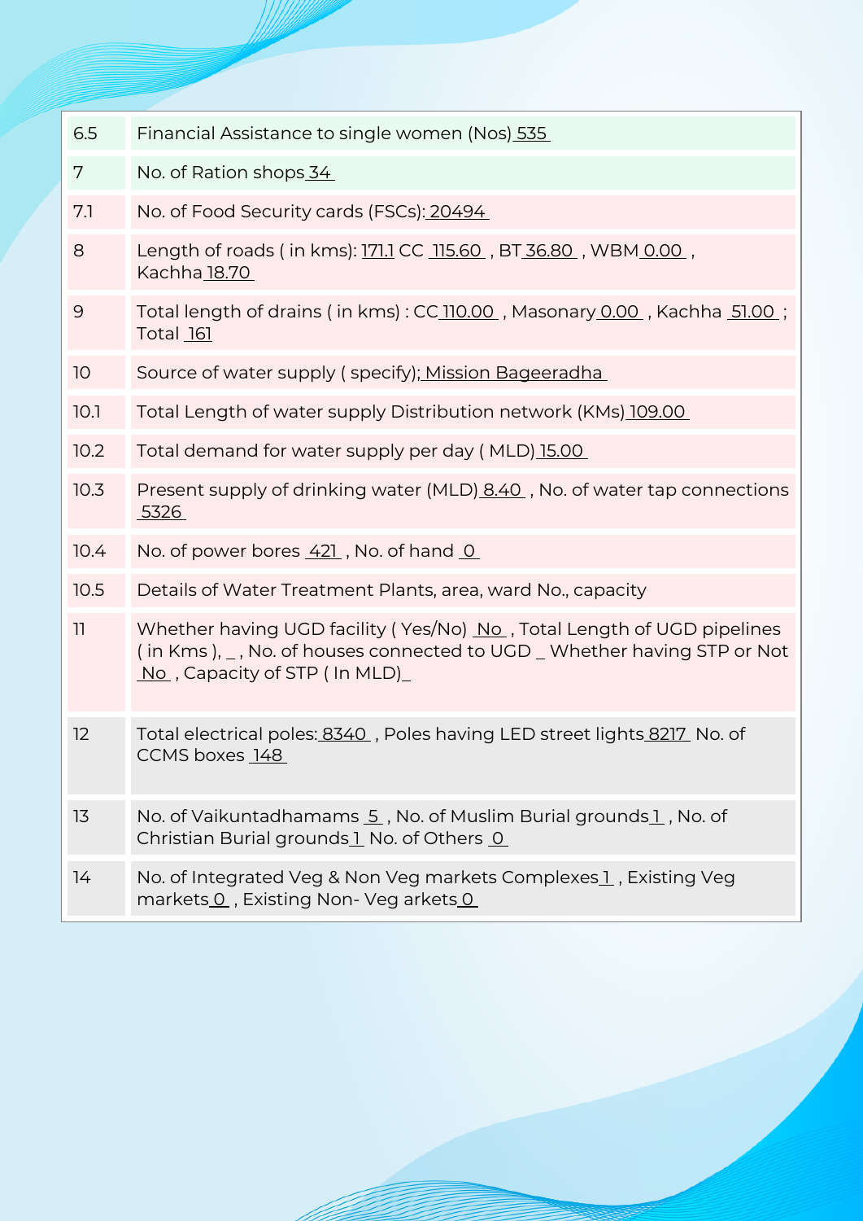| | |
|---|---|
| 6.5 | Financial Assistance to single women (Nos) 535 |
| 7 | No. of Ration shops 34 |
| 7.1 | No. of Food Security cards (FSCs): 20494 |
| 8 | Length of roads ( in kms): 171.1 CC 115.60 , BT 36.80 , WBM 0.00 , Kachha 18.70 |
| 9 | Total length of drains ( in kms) : CC 110.00 , Masonary 0.00 , Kachha 51.00 ; Total 161 |
| 10 | Source of water supply ( specify); Mission Bageeradha |
| 10.1 | Total Length of water supply Distribution network (KMs) 109.00 |
| 10.2 | Total demand for water supply per day ( MLD) 15.00 |
| 10.3 | Present supply of drinking water (MLD) 8.40 , No. of water tap connections 5326 |
| 10.4 | No. of power bores 421 , No. of hand 0 |
| 10.5 | Details of Water Treatment Plants, area, ward No., capacity |
| 11 | Whether having UGD facility ( Yes/No) No , Total Length of UGD pipelines ( in Kms ), _ , No. of houses connected to UGD _ Whether having STP or Not No , Capacity of STP ( In MLD)_ |
| 12 | Total electrical poles: 8340 , Poles having LED street lights 8217 No. of CCMS boxes 148 |
| 13 | No. of Vaikuntadhamams 5 , No. of Muslim Burial grounds 1 , No. of Christian Burial grounds 1 No. of Others 0 |
| 14 | No. of Integrated Veg & Non Veg markets Complexes 1 , Existing Veg markets 0 , Existing Non- Veg arkets 0 |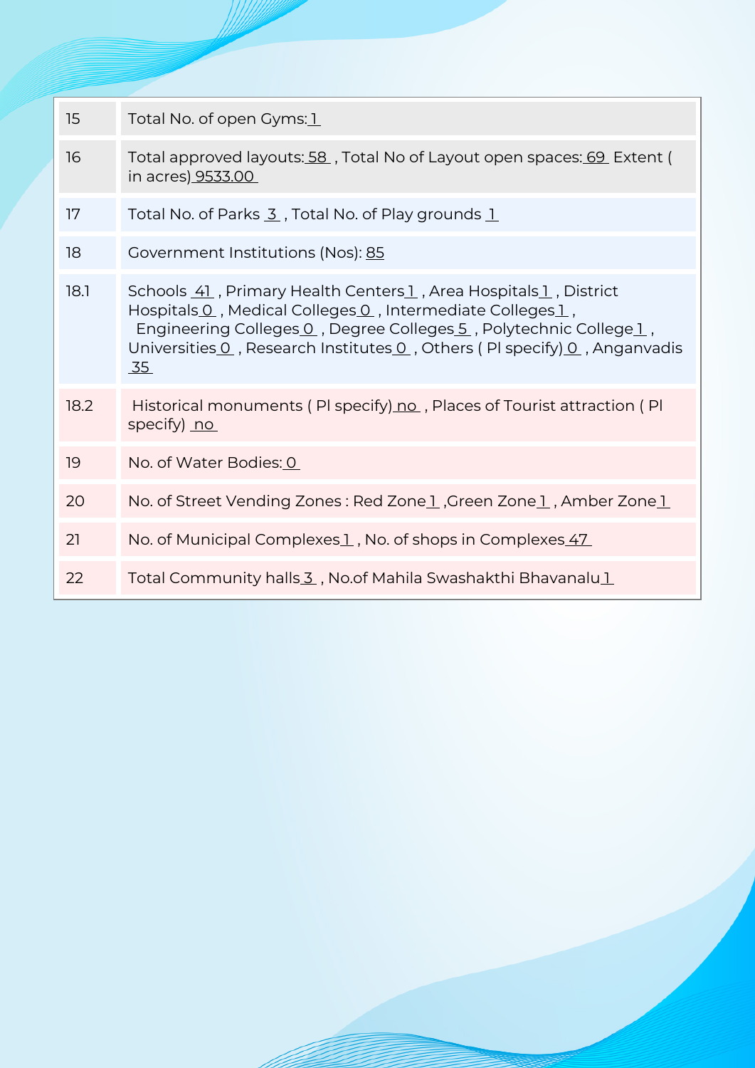| | |
|---|---|
| 15 | Total No. of open Gyms: 1 |
| 16 | Total approved layouts: 58 , Total No of Layout open spaces: 69 Extent ( in acres) 9533.00 |
| 17 | Total No. of Parks 3 , Total No. of Play grounds 1 |
| 18 | Government Institutions (Nos): 85 |
| 18.1 | Schools 41 , Primary Health Centers 1 , Area Hospitals 1 , District Hospitals 0 , Medical Colleges 0 , Intermediate Colleges 1 , Engineering Colleges 0 , Degree Colleges 5 , Polytechnic College 1 , Universities 0 , Research Institutes 0 , Others ( Pl specify) 0 , Anganvadis 35 |
| 18.2 | Historical monuments ( Pl specify) no , Places of Tourist attraction ( Pl specify) no |
| 19 | No. of Water Bodies: 0 |
| 20 | No. of Street Vending Zones : Red Zone 1 ,Green Zone 1 , Amber Zone 1 |
| 21 | No. of Municipal Complexes 1 , No. of shops in Complexes 47 |
| 22 | Total Community halls 3 , No.of Mahila Swashakthi Bhavanalu 1 |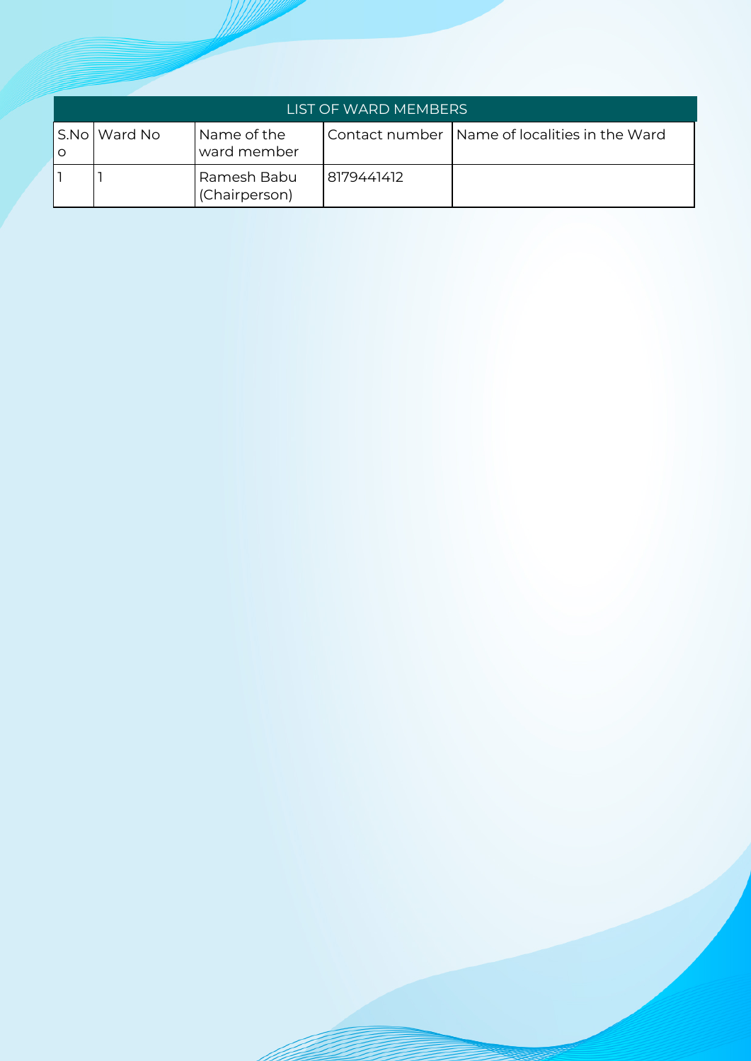| LIST OF WARD MEMBERS | | | | |
|---|---|---|---|---|
| S.No | Ward No | Name of the ward member | Contact number | Name of localities in the Ward |
| 1 | 1 | Ramesh Babu (Chairperson) | 8179441412 | |